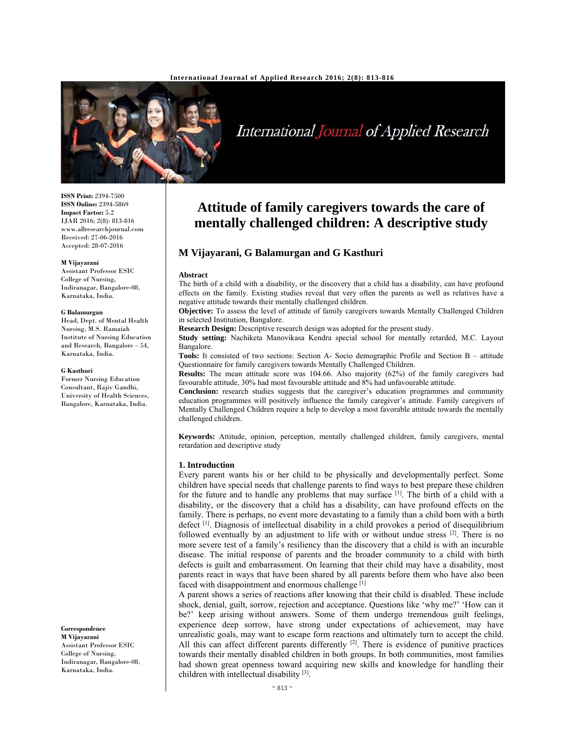# Attitude of family caregivers towards the care of mentally challenged children: A descriptive study

**M Vijayarani, G Balamurgan and G Kasthuri**

ISSN Print: 2394-7500
ISSN Online: 2394-5869
Impact Factor: 5.2
IJAR 2016; 2(8): 813-816
www.allresearchjournal.com
Received: 27-06-2016
Accepted: 28-07-2016

**M Vijayarani**
Assistant Professor ESIC College of Nursing, Indiranagar, Bangalore-08, Karnataka, India.

**G Balamurgan**
Head, Dept. of Mental Health Nursing, M.S. Ramaiah Institute of Nursing Education and Research, Bangalore – 54, Karnataka, India.

**G Kasthuri**
Former Nursing Education Consultant, Rajiv Gandhi, University of Health Sciences, Bangalore, Karnataka, India.

**Correspondence**
**M Vijayarani**
Assistant Professor ESIC College of Nursing, Indiranagar, Bangalore-08, Karnataka, India.

### Abstract

The birth of a child with a disability, or the discovery that a child has a disability, can have profound effects on the family. Existing studies reveal that very often the parents as well as relatives have a negative attitude towards their mentally challenged children.

**Objective:** To assess the level of attitude of family caregivers towards Mentally Challenged Children in selected Institution, Bangalore.

**Research Design:** Descriptive research design was adopted for the present study.

**Study setting:** Nachiketa Manovikasa Kendra special school for mentally retarded, M.C. Layout Bangalore.

**Tools:** It consisted of two sections: Section A- Socio demographic Profile and Section B – attitude Questionnaire for family caregivers towards Mentally Challenged Children.

**Results:** The mean attitude score was 104.66. Also majority (62%) of the family caregivers had favourable attitude, 30% had most favourable attitude and 8% had unfavourable attitude.

**Conclusion:** research studies suggests that the caregiver's education programmes and community education programmes will positively influence the family caregiver's attitude. Family caregivers of Mentally Challenged Children require a help to develop a most favorable attitude towards the mentally challenged children.

**Keywords:** Attitude, opinion, perception, mentally challenged children, family caregivers, mental retardation and descriptive study

## 1. Introduction

Every parent wants his or her child to be physically and developmentally perfect. Some children have special needs that challenge parents to find ways to best prepare these children for the future and to handle any problems that may surface [1]. The birth of a child with a disability, or the discovery that a child has a disability, can have profound effects on the family. There is perhaps, no event more devastating to a family than a child born with a birth defect [1]. Diagnosis of intellectual disability in a child provokes a period of disequilibrium followed eventually by an adjustment to life with or without undue stress [2]. There is no more severe test of a family's resiliency than the discovery that a child is with an incurable disease. The initial response of parents and the broader community to a child with birth defects is guilt and embarrassment. On learning that their child may have a disability, most parents react in ways that have been shared by all parents before them who have also been faced with disappointment and enormous challenge [1]

A parent shows a series of reactions after knowing that their child is disabled. These include shock, denial, guilt, sorrow, rejection and acceptance. Questions like 'why me?' 'How can it be?' keep arising without answers. Some of them undergo tremendous guilt feelings, experience deep sorrow, have strong under expectations of achievement, may have unrealistic goals, may want to escape form reactions and ultimately turn to accept the child. All this can affect different parents differently [2]. There is evidence of punitive practices towards their mentally disabled children in both groups. In both communities, most families had shown great openness toward acquiring new skills and knowledge for handling their children with intellectual disability [3].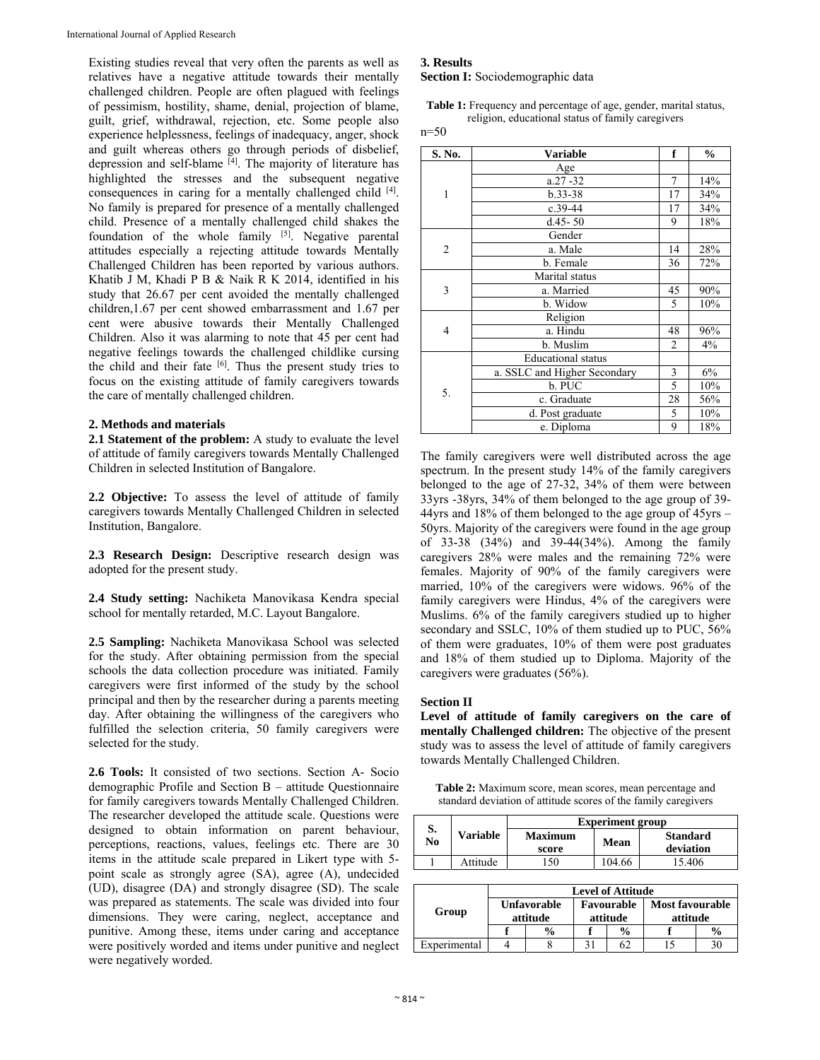Existing studies reveal that very often the parents as well as relatives have a negative attitude towards their mentally challenged children. People are often plagued with feelings of pessimism, hostility, shame, denial, projection of blame, guilt, grief, withdrawal, rejection, etc. Some people also experience helplessness, feelings of inadequacy, anger, shock and guilt whereas others go through periods of disbelief, depression and self-blame [4]. The majority of literature has highlighted the stresses and the subsequent negative consequences in caring for a mentally challenged child [4]. No family is prepared for presence of a mentally challenged child. Presence of a mentally challenged child shakes the foundation of the whole family [5]. Negative parental attitudes especially a rejecting attitude towards Mentally Challenged Children has been reported by various authors. Khatib J M, Khadi P B & Naik R K 2014, identified in his study that 26.67 per cent avoided the mentally challenged children,1.67 per cent showed embarrassment and 1.67 per cent were abusive towards their Mentally Challenged Children. Also it was alarming to note that 45 per cent had negative feelings towards the challenged childlike cursing the child and their fate [6]. Thus the present study tries to focus on the existing attitude of family caregivers towards the care of mentally challenged children.

## 2. Methods and materials

**2.1 Statement of the problem:** A study to evaluate the level of attitude of family caregivers towards Mentally Challenged Children in selected Institution of Bangalore.

**2.2 Objective:** To assess the level of attitude of family caregivers towards Mentally Challenged Children in selected Institution, Bangalore.

**2.3 Research Design:** Descriptive research design was adopted for the present study.

**2.4 Study setting:** Nachiketa Manovikasa Kendra special school for mentally retarded, M.C. Layout Bangalore.

**2.5 Sampling:** Nachiketa Manovikasa School was selected for the study. After obtaining permission from the special schools the data collection procedure was initiated. Family caregivers were first informed of the study by the school principal and then by the researcher during a parents meeting day. After obtaining the willingness of the caregivers who fulfilled the selection criteria, 50 family caregivers were selected for the study.

**2.6 Tools:** It consisted of two sections. Section A- Socio demographic Profile and Section B – attitude Questionnaire for family caregivers towards Mentally Challenged Children. The researcher developed the attitude scale. Questions were designed to obtain information on parent behaviour, perceptions, reactions, values, feelings etc. There are 30 items in the attitude scale prepared in Likert type with 5-point scale as strongly agree (SA), agree (A), undecided (UD), disagree (DA) and strongly disagree (SD). The scale was prepared as statements. The scale was divided into four dimensions. They were caring, neglect, acceptance and punitive. Among these, items under caring and acceptance were positively worded and items under punitive and neglect were negatively worded.

## 3. Results

**Section I:** Sociodemographic data

**Table 1:** Frequency and percentage of age, gender, marital status, religion, educational status of family caregivers

n=50

| S. No. | Variable | f | % |
|---|---|---|---|
| 1 | Age | | |
| | a.27 -32 | 7 | 14% |
| | b.33-38 | 17 | 34% |
| | c.39-44 | 17 | 34% |
| | d.45- 50 | 9 | 18% |
| 2 | Gender | | |
| | a. Male | 14 | 28% |
| | b. Female | 36 | 72% |
| 3 | Marital status | | |
| | a. Married | 45 | 90% |
| | b. Widow | 5 | 10% |
| 4 | Religion | | |
| | a. Hindu | 48 | 96% |
| | b. Muslim | 2 | 4% |
| 5. | Educational status | | |
| | a. SSLC and Higher Secondary | 3 | 6% |
| | b. PUC | 5 | 10% |
| | c. Graduate | 28 | 56% |
| | d. Post graduate | 5 | 10% |
| | e. Diploma | 9 | 18% |

The family caregivers were well distributed across the age spectrum. In the present study 14% of the family caregivers belonged to the age of 27-32, 34% of them were between 33yrs -38yrs, 34% of them belonged to the age group of 39-44yrs and 18% of them belonged to the age group of 45yrs – 50yrs. Majority of the caregivers were found in the age group of 33-38 (34%) and 39-44(34%). Among the family caregivers 28% were males and the remaining 72% were females. Majority of 90% of the family caregivers were married, 10% of the caregivers were widows. 96% of the family caregivers were Hindus, 4% of the caregivers were Muslims. 6% of the family caregivers studied up to higher secondary and SSLC, 10% of them studied up to PUC, 56% of them were graduates, 10% of them were post graduates and 18% of them studied up to Diploma. Majority of the caregivers were graduates (56%).

**Section II**

**Level of attitude of family caregivers on the care of mentally Challenged children:** The objective of the present study was to assess the level of attitude of family caregivers towards Mentally Challenged Children.

**Table 2:** Maximum score, mean scores, mean percentage and standard deviation of attitude scores of the family caregivers

| S. No | Variable | Experiment group | | |
|---|---|---|---|---|
| | | Maximum score | Mean | Standard deviation |
| 1 | Attitude | 150 | 104.66 | 15.406 |

| Group | Level of Attitude | | | | | |
|---|---|---|---|---|---|---|
| | Unfavorable attitude | | Favourable attitude | | Most favourable attitude | |
| | f | % | f | % | f | % |
| Experimental | 4 | 8 | 31 | 62 | 15 | 30 |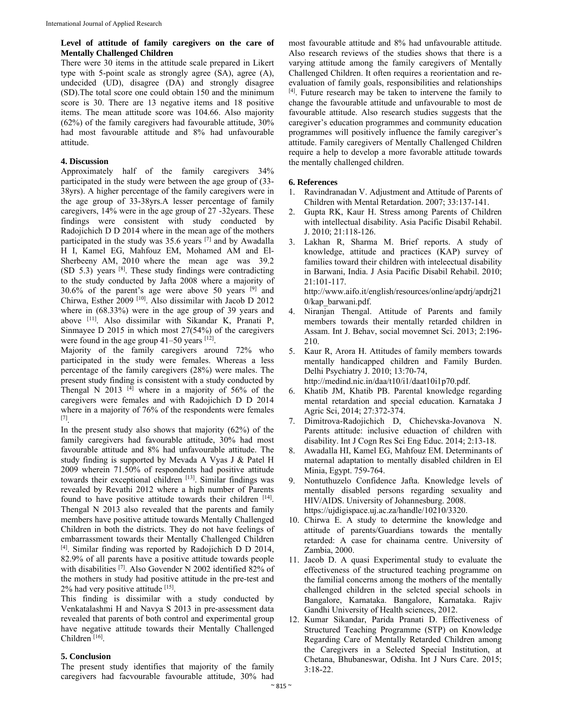**Level of attitude of family caregivers on the care of Mentally Challenged Children**

There were 30 items in the attitude scale prepared in Likert type with 5-point scale as strongly agree (SA), agree (A), undecided (UD), disagree (DA) and strongly disagree (SD).The total score one could obtain 150 and the minimum score is 30. There are 13 negative items and 18 positive items. The mean attitude score was 104.66. Also majority (62%) of the family caregivers had favourable attitude, 30% had most favourable attitude and 8% had unfavourable attitude.

## 4. Discussion

Approximately half of the family caregivers 34% participated in the study were between the age group of (33-38yrs). A higher percentage of the family caregivers were in the age group of 33-38yrs.A lesser percentage of family caregivers, 14% were in the age group of 27 -32years. These findings were consistent with study conducted by Radojichich D D 2014 where in the mean age of the mothers participated in the study was 35.6 years [7] and by Awadalla H I, Kamel EG, Mahfouz EM, Mohamed AM and El-Sherbeeny AM, 2010 where the mean age was 39.2 (SD 5.3) years [8]. These study findings were contradicting to the study conducted by Jafta 2008 where a majority of 30.6% of the parent's age were above 50 years [9] and Chirwa, Esther 2009 [10]. Also dissimilar with Jacob D 2012 where in (68.33%) were in the age group of 39 years and above [11]. Also dissimilar with Sikandar K, Pranati P, Sinmayee D 2015 in which most 27(54%) of the caregivers were found in the age group 41–50 years [12].

Majority of the family caregivers around 72% who participated in the study were females. Whereas a less percentage of the family caregivers (28%) were males. The present study finding is consistent with a study conducted by Thengal N 2013 [4] where in a majority of 56% of the caregivers were females and with Radojichich D D 2014 where in a majority of 76% of the respondents were females [7].

In the present study also shows that majority (62%) of the family caregivers had favourable attitude, 30% had most favourable attitude and 8% had unfavourable attitude. The study finding is supported by Mevada A Vyas J & Patel H 2009 wherein 71.50% of respondents had positive attitude towards their exceptional children [13]. Similar findings was revealed by Revathi 2012 where a high number of Parents found to have positive attitude towards their children [14]. Thengal N 2013 also revealed that the parents and family members have positive attitude towards Mentally Challenged Children in both the districts. They do not have feelings of embarrassment towards their Mentally Challenged Children [4]. Similar finding was reported by Radojichich D D 2014, 82.9% of all parents have a positive attitude towards people with disabilities [7]. Also Govender N 2002 identified 82% of the mothers in study had positive attitude in the pre-test and 2% had very positive attitude [15].

This finding is dissimilar with a study conducted by Venkatalashmi H and Navya S 2013 in pre-assessment data revealed that parents of both control and experimental group have negative attitude towards their Mentally Challenged Children [16].

## 5. Conclusion

The present study identifies that majority of the family caregivers had facvourable favourable attitude, 30% had most favourable attitude and 8% had unfavourable attitude. Also research reviews of the studies shows that there is a varying attitude among the family caregivers of Mentally Challenged Children. It often requires a reorientation and re-evaluation of family goals, responsibilities and relationships [4]. Future research may be taken to intervene the family to change the favourable attitude and unfavourable to most de favourable attitude. Also research studies suggests that the caregiver's education programmes and community education programmes will positively influence the family caregiver's attitude. Family caregivers of Mentally Challenged Children require a help to develop a more favorable attitude towards the mentally challenged children.

## 6. References

1. Ravindranadan V. Adjustment and Attitude of Parents of Children with Mental Retardation. 2007; 33:137-141.
2. Gupta RK, Kaur H. Stress among Parents of Children with intellectual disability. Asia Pacific Disabil Rehabil. J. 2010; 21:118-126.
3. Lakhan R, Sharma M. Brief reports. A study of knowledge, attitude and practices (KAP) survey of families toward their children with inteleectual disability in Barwani, India. J Asia Pacific Disabil Rehabil. 2010; 21:101-117. http://www.aifo.it/english/resources/online/apdrj/apdrj210/kap_barwani.pdf.
4. Niranjan Thengal. Attitude of Parents and family members towards their mentally retarded children in Assam. Int J. Behav, social movemnet Sci. 2013; 2:196-210.
5. Kaur R, Arora H. Attitudes of family members towards mentally handicapped children and Family Burden. Delhi Psychiatry J. 2010; 13:70-74, http://medind.nic.in/daa/t10/i1/daat10i1p70.pdf.
6. Khatib JM, Khatib PB. Parental knowledge regarding mental retardation and special education. Karnataka J Agric Sci, 2014; 27:372-374.
7. Dimitrova-Radojichich D, Chichevska-Jovanova N. Parents attitude: inclusive eduaction of children with disability. Int J Cogn Res Sci Eng Educ. 2014; 2:13-18.
8. Awadalla HI, Kamel EG, Mahfouz EM. Determinants of maternal adaptation to mentally disabled children in El Minia, Egypt. 759-764.
9. Nontuthuzelo Confidence Jafta. Knowledge levels of mentally disabled persons regarding sexuality and HIV/AIDS. University of Johannesburg. 2008. https://ujdigispace.uj.ac.za/handle/10210/3320.
10. Chirwa E. A study to determine the knowledge and attitude of parents/Guardians towards the mentally retarded: A case for chainama centre. University of Zambia, 2000.
11. Jacob D. A quasi Experimental study to evaluate the effectiveness of the structured teaching programme on the familial concerns among the mothers of the mentally challenged children in the selcted special schools in Bangalore, Karnataka. Bangalore, Karnataka. Rajiv Gandhi University of Health sciences, 2012.
12. Kumar Sikandar, Parida Pranati D. Effectiveness of Structured Teaching Programme (STP) on Knowledge Regarding Care of Mentally Retarded Children among the Caregivers in a Selected Special Institution, at Chetana, Bhubaneswar, Odisha. Int J Nurs Care. 2015; 3:18-22.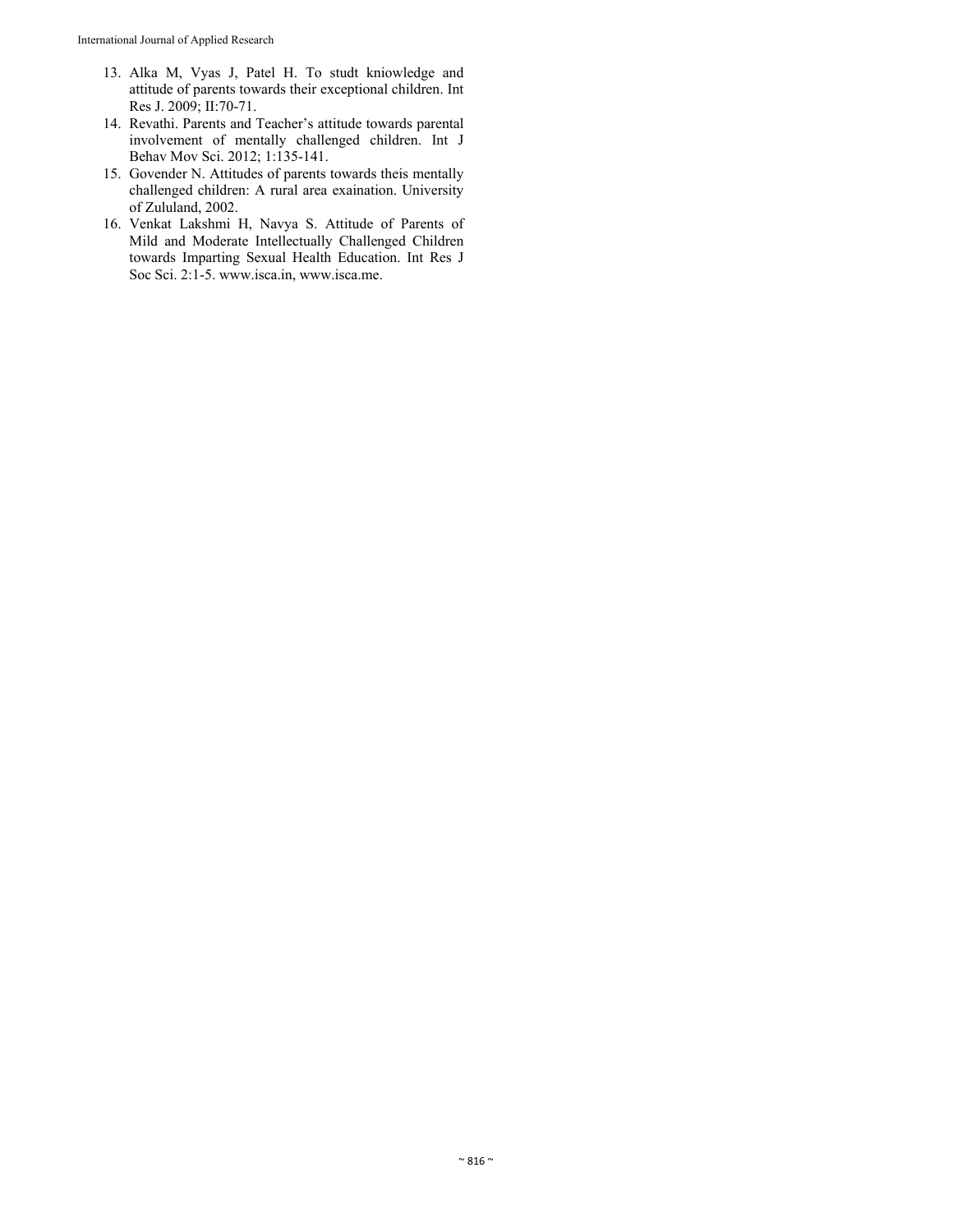13. Alka M, Vyas J, Patel H. To studt kniowledge and attitude of parents towards their exceptional children. Int Res J. 2009; II:70-71.
14. Revathi. Parents and Teacher's attitude towards parental involvement of mentally challenged children. Int J Behav Mov Sci. 2012; 1:135-141.
15. Govender N. Attitudes of parents towards theis mentally challenged children: A rural area exaination. University of Zululand, 2002.
16. Venkat Lakshmi H, Navya S. Attitude of Parents of Mild and Moderate Intellectually Challenged Children towards Imparting Sexual Health Education. Int Res J Soc Sci. 2:1-5. www.isca.in, www.isca.me.